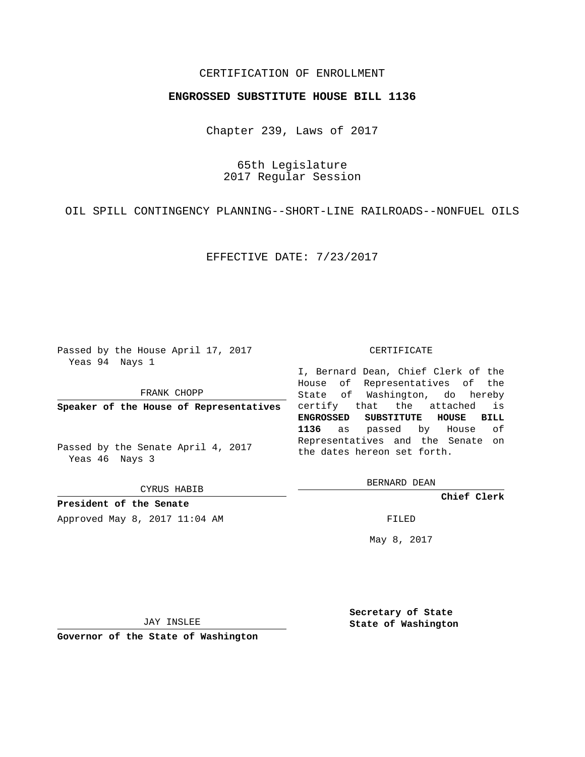CERTIFICATION OF ENROLLMENT

**ENGROSSED SUBSTITUTE HOUSE BILL 1136**

Chapter 239, Laws of 2017

65th Legislature
2017 Regular Session

OIL SPILL CONTINGENCY PLANNING--SHORT-LINE RAILROADS--NONFUEL OILS

EFFECTIVE DATE: 7/23/2017

Passed by the House April 17, 2017
Yeas 94 Nays 1

FRANK CHOPP

**Speaker of the House of Representatives**

Passed by the Senate April 4, 2017
Yeas 46 Nays 3

CYRUS HABIB

**President of the Senate**

Approved May 8, 2017 11:04 AM

JAY INSLEE

**Governor of the State of Washington**

CERTIFICATE

I, Bernard Dean, Chief Clerk of the House of Representatives of the State of Washington, do hereby certify that the attached is **ENGROSSED SUBSTITUTE HOUSE BILL 1136** as passed by House of Representatives and the Senate on the dates hereon set forth.

BERNARD DEAN

**Chief Clerk**

FILED

May 8, 2017

**Secretary of State**
**State of Washington**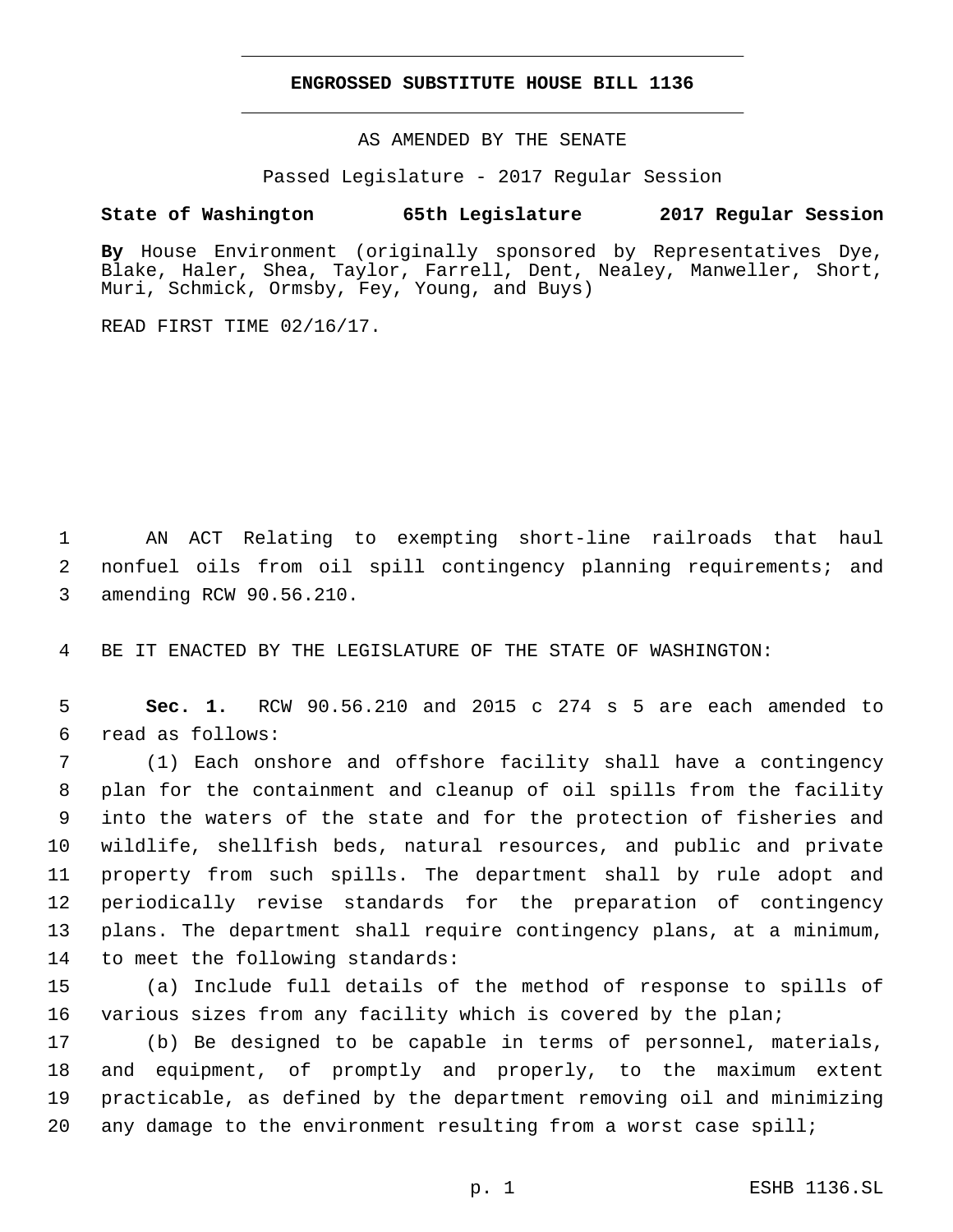# ENGROSSED SUBSTITUTE HOUSE BILL 1136

AS AMENDED BY THE SENATE

Passed Legislature - 2017 Regular Session

**State of Washington 65th Legislature 2017 Regular Session**

**By** House Environment (originally sponsored by Representatives Dye, Blake, Haler, Shea, Taylor, Farrell, Dent, Nealey, Manweller, Short, Muri, Schmick, Ormsby, Fey, Young, and Buys)

READ FIRST TIME 02/16/17.

AN ACT Relating to exempting short-line railroads that haul nonfuel oils from oil spill contingency planning requirements; and amending RCW 90.56.210.

BE IT ENACTED BY THE LEGISLATURE OF THE STATE OF WASHINGTON:

**Sec. 1.** RCW 90.56.210 and 2015 c 274 s 5 are each amended to read as follows:

(1) Each onshore and offshore facility shall have a contingency plan for the containment and cleanup of oil spills from the facility into the waters of the state and for the protection of fisheries and wildlife, shellfish beds, natural resources, and public and private property from such spills. The department shall by rule adopt and periodically revise standards for the preparation of contingency plans. The department shall require contingency plans, at a minimum, to meet the following standards:

(a) Include full details of the method of response to spills of various sizes from any facility which is covered by the plan;

(b) Be designed to be capable in terms of personnel, materials, and equipment, of promptly and properly, to the maximum extent practicable, as defined by the department removing oil and minimizing any damage to the environment resulting from a worst case spill;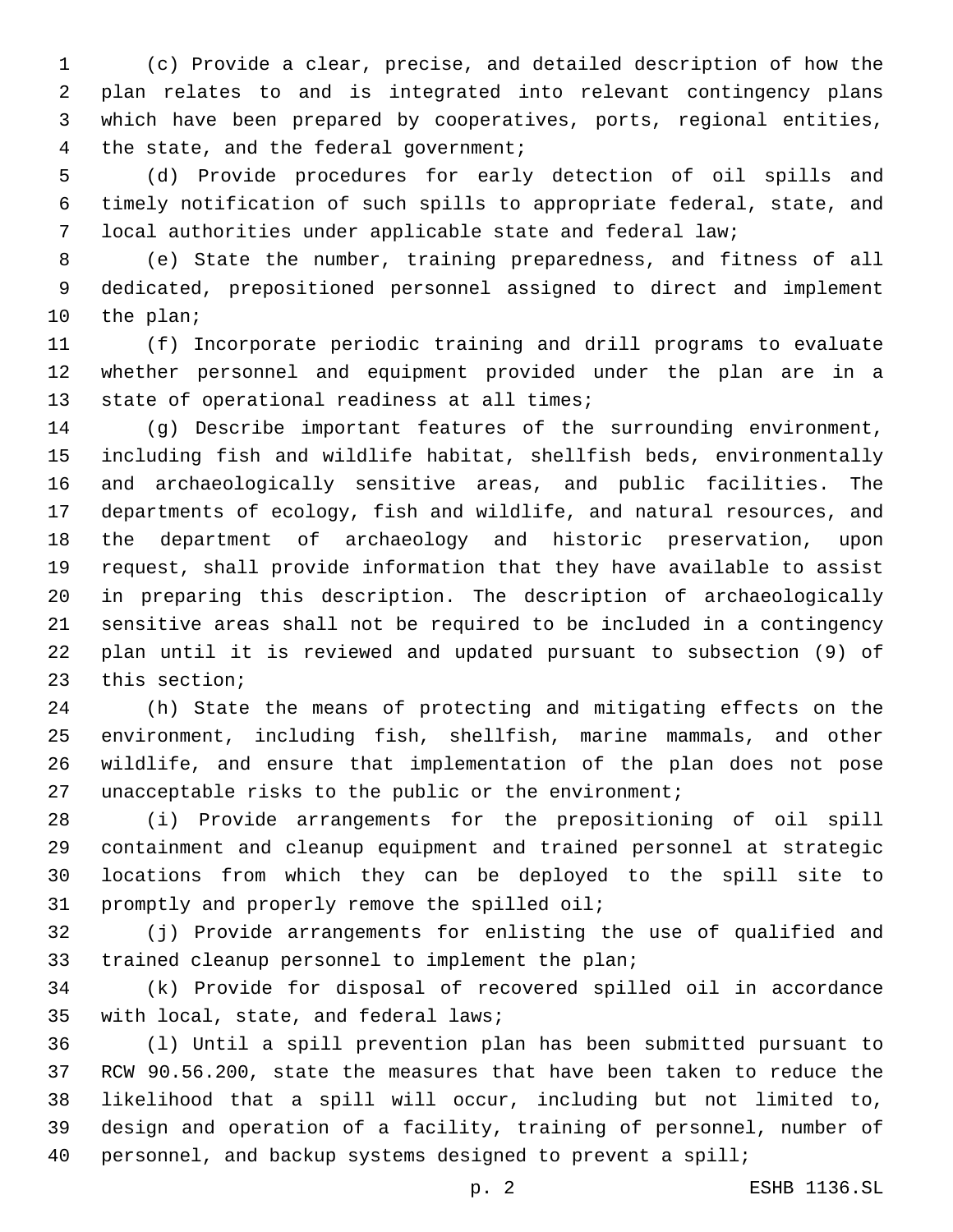(c) Provide a clear, precise, and detailed description of how the plan relates to and is integrated into relevant contingency plans which have been prepared by cooperatives, ports, regional entities, the state, and the federal government;

(d) Provide procedures for early detection of oil spills and timely notification of such spills to appropriate federal, state, and local authorities under applicable state and federal law;

(e) State the number, training preparedness, and fitness of all dedicated, prepositioned personnel assigned to direct and implement the plan;

(f) Incorporate periodic training and drill programs to evaluate whether personnel and equipment provided under the plan are in a state of operational readiness at all times;

(g) Describe important features of the surrounding environment, including fish and wildlife habitat, shellfish beds, environmentally and archaeologically sensitive areas, and public facilities. The departments of ecology, fish and wildlife, and natural resources, and the department of archaeology and historic preservation, upon request, shall provide information that they have available to assist in preparing this description. The description of archaeologically sensitive areas shall not be required to be included in a contingency plan until it is reviewed and updated pursuant to subsection (9) of this section;

(h) State the means of protecting and mitigating effects on the environment, including fish, shellfish, marine mammals, and other wildlife, and ensure that implementation of the plan does not pose unacceptable risks to the public or the environment;

(i) Provide arrangements for the prepositioning of oil spill containment and cleanup equipment and trained personnel at strategic locations from which they can be deployed to the spill site to promptly and properly remove the spilled oil;

(j) Provide arrangements for enlisting the use of qualified and trained cleanup personnel to implement the plan;

(k) Provide for disposal of recovered spilled oil in accordance with local, state, and federal laws;

(l) Until a spill prevention plan has been submitted pursuant to RCW 90.56.200, state the measures that have been taken to reduce the likelihood that a spill will occur, including but not limited to, design and operation of a facility, training of personnel, number of personnel, and backup systems designed to prevent a spill;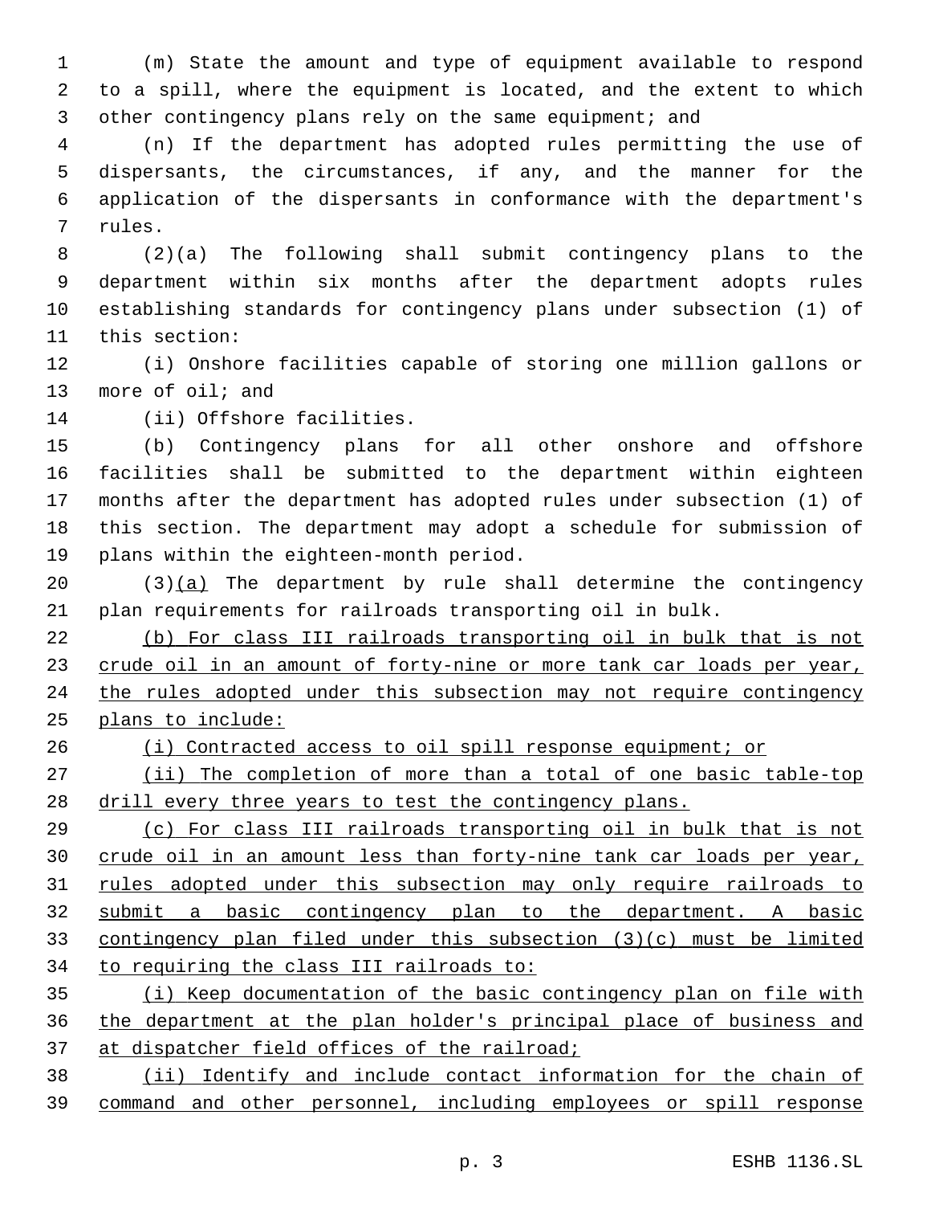(m) State the amount and type of equipment available to respond to a spill, where the equipment is located, and the extent to which other contingency plans rely on the same equipment; and

(n) If the department has adopted rules permitting the use of dispersants, the circumstances, if any, and the manner for the application of the dispersants in conformance with the department's rules.

(2)(a) The following shall submit contingency plans to the department within six months after the department adopts rules establishing standards for contingency plans under subsection (1) of this section:

(i) Onshore facilities capable of storing one million gallons or more of oil; and

(ii) Offshore facilities.

(b) Contingency plans for all other onshore and offshore facilities shall be submitted to the department within eighteen months after the department has adopted rules under subsection (1) of this section. The department may adopt a schedule for submission of plans within the eighteen-month period.

(3)(a) The department by rule shall determine the contingency plan requirements for railroads transporting oil in bulk.

(b) For class III railroads transporting oil in bulk that is not crude oil in an amount of forty-nine or more tank car loads per year, the rules adopted under this subsection may not require contingency plans to include:

(i) Contracted access to oil spill response equipment; or

(ii) The completion of more than a total of one basic table-top drill every three years to test the contingency plans.

(c) For class III railroads transporting oil in bulk that is not crude oil in an amount less than forty-nine tank car loads per year, rules adopted under this subsection may only require railroads to submit a basic contingency plan to the department. A basic contingency plan filed under this subsection (3)(c) must be limited to requiring the class III railroads to:

(i) Keep documentation of the basic contingency plan on file with the department at the plan holder's principal place of business and at dispatcher field offices of the railroad;

(ii) Identify and include contact information for the chain of command and other personnel, including employees or spill response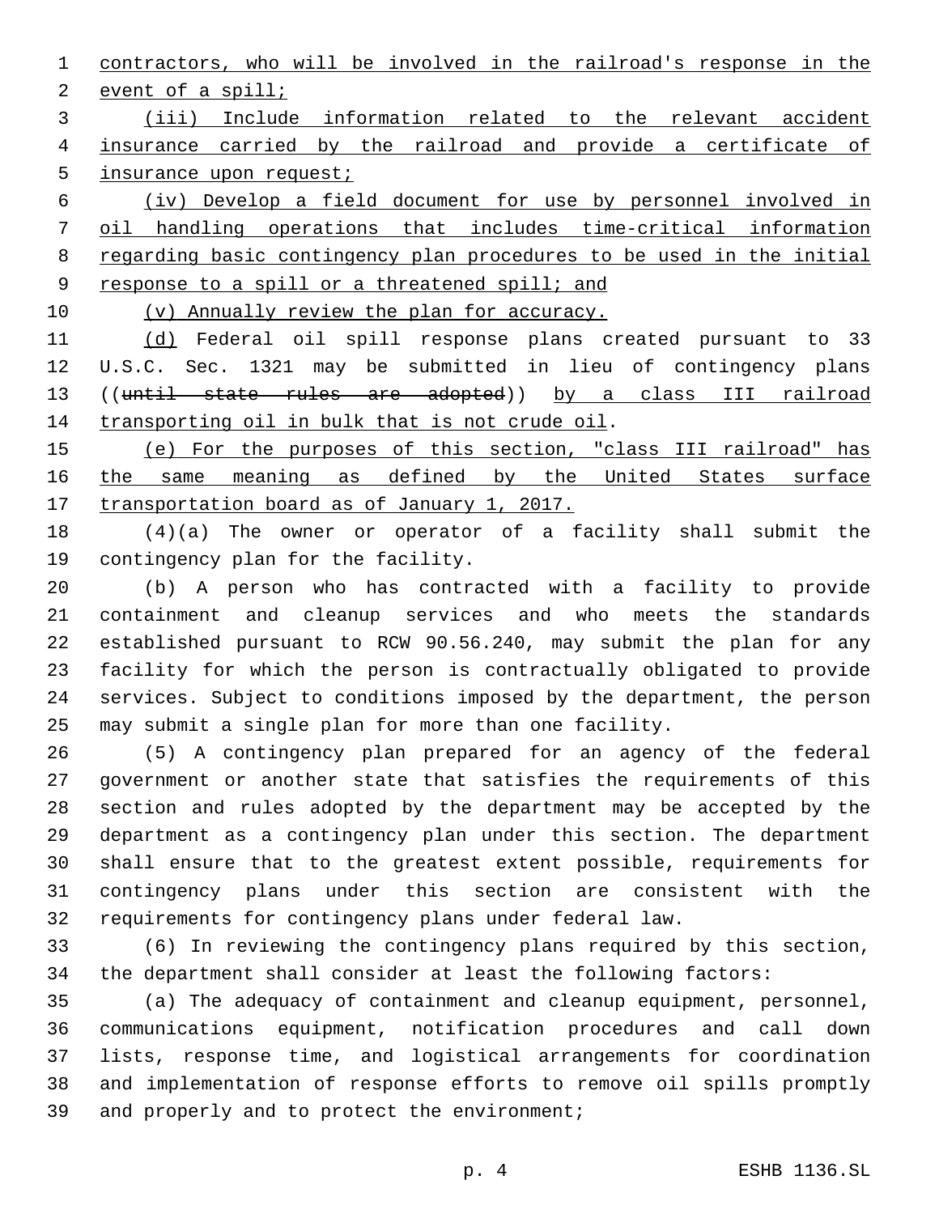contractors, who will be involved in the railroad's response in the event of a spill;

(iii) Include information related to the relevant accident insurance carried by the railroad and provide a certificate of insurance upon request;

(iv) Develop a field document for use by personnel involved in oil handling operations that includes time-critical information regarding basic contingency plan procedures to be used in the initial response to a spill or a threatened spill; and

(v) Annually review the plan for accuracy.

(d) Federal oil spill response plans created pursuant to 33 U.S.C. Sec. 1321 may be submitted in lieu of contingency plans ((~~until state rules are adopted~~)) by a class III railroad transporting oil in bulk that is not crude oil.

(e) For the purposes of this section, "class III railroad" has the same meaning as defined by the United States surface transportation board as of January 1, 2017.

(4)(a) The owner or operator of a facility shall submit the contingency plan for the facility.

(b) A person who has contracted with a facility to provide containment and cleanup services and who meets the standards established pursuant to RCW 90.56.240, may submit the plan for any facility for which the person is contractually obligated to provide services. Subject to conditions imposed by the department, the person may submit a single plan for more than one facility.

(5) A contingency plan prepared for an agency of the federal government or another state that satisfies the requirements of this section and rules adopted by the department may be accepted by the department as a contingency plan under this section. The department shall ensure that to the greatest extent possible, requirements for contingency plans under this section are consistent with the requirements for contingency plans under federal law.

(6) In reviewing the contingency plans required by this section, the department shall consider at least the following factors:

(a) The adequacy of containment and cleanup equipment, personnel, communications equipment, notification procedures and call down lists, response time, and logistical arrangements for coordination and implementation of response efforts to remove oil spills promptly and properly and to protect the environment;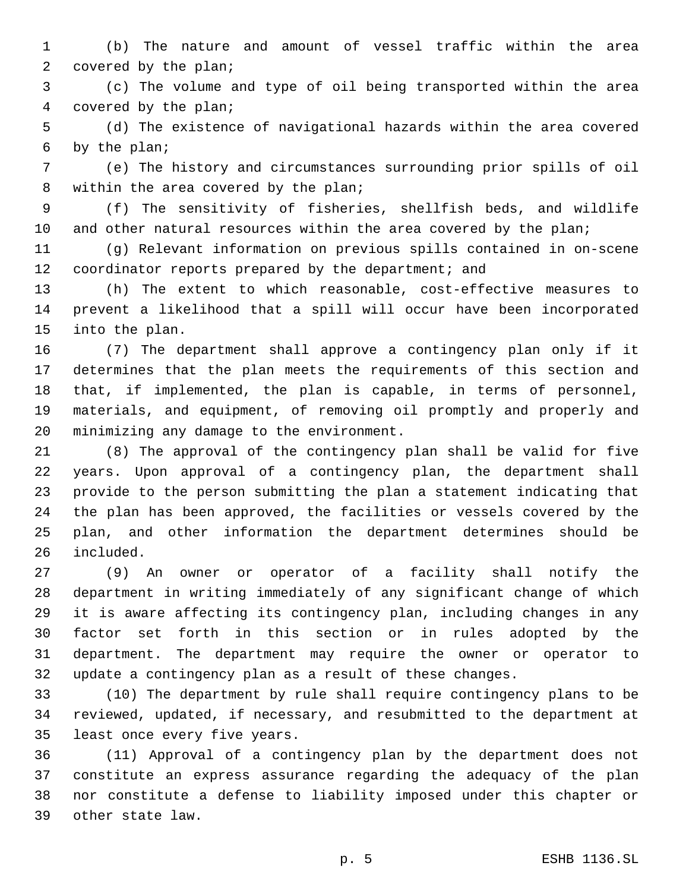(b) The nature and amount of vessel traffic within the area covered by the plan;

(c) The volume and type of oil being transported within the area covered by the plan;

(d) The existence of navigational hazards within the area covered by the plan;

(e) The history and circumstances surrounding prior spills of oil within the area covered by the plan;

(f) The sensitivity of fisheries, shellfish beds, and wildlife and other natural resources within the area covered by the plan;

(g) Relevant information on previous spills contained in on-scene coordinator reports prepared by the department; and

(h) The extent to which reasonable, cost-effective measures to prevent a likelihood that a spill will occur have been incorporated into the plan.

(7) The department shall approve a contingency plan only if it determines that the plan meets the requirements of this section and that, if implemented, the plan is capable, in terms of personnel, materials, and equipment, of removing oil promptly and properly and minimizing any damage to the environment.

(8) The approval of the contingency plan shall be valid for five years. Upon approval of a contingency plan, the department shall provide to the person submitting the plan a statement indicating that the plan has been approved, the facilities or vessels covered by the plan, and other information the department determines should be included.

(9) An owner or operator of a facility shall notify the department in writing immediately of any significant change of which it is aware affecting its contingency plan, including changes in any factor set forth in this section or in rules adopted by the department. The department may require the owner or operator to update a contingency plan as a result of these changes.

(10) The department by rule shall require contingency plans to be reviewed, updated, if necessary, and resubmitted to the department at least once every five years.

(11) Approval of a contingency plan by the department does not constitute an express assurance regarding the adequacy of the plan nor constitute a defense to liability imposed under this chapter or other state law.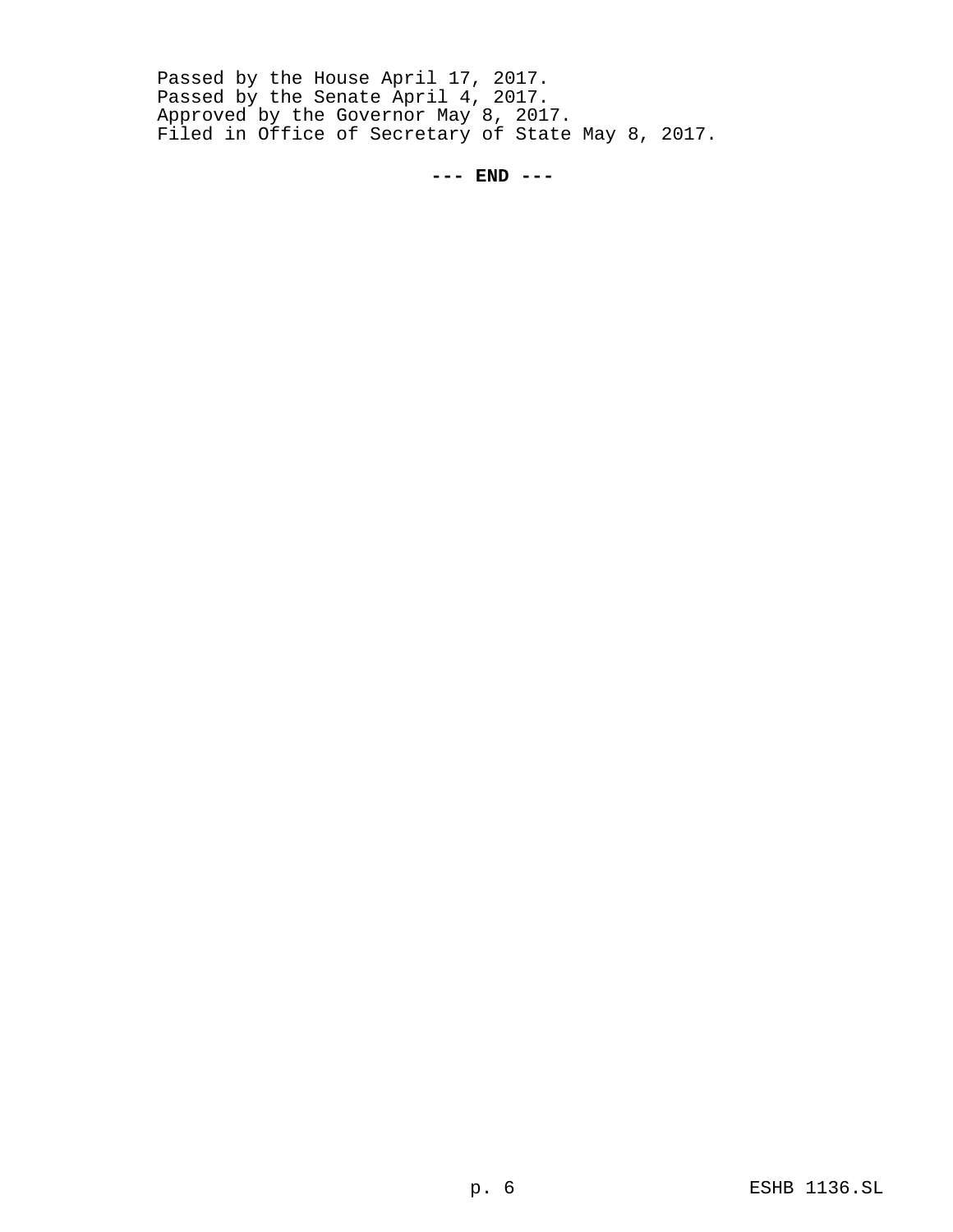Passed by the House April 17, 2017.
Passed by the Senate April 4, 2017.
Approved by the Governor May 8, 2017.
Filed in Office of Secretary of State May 8, 2017.

**--- END ---**